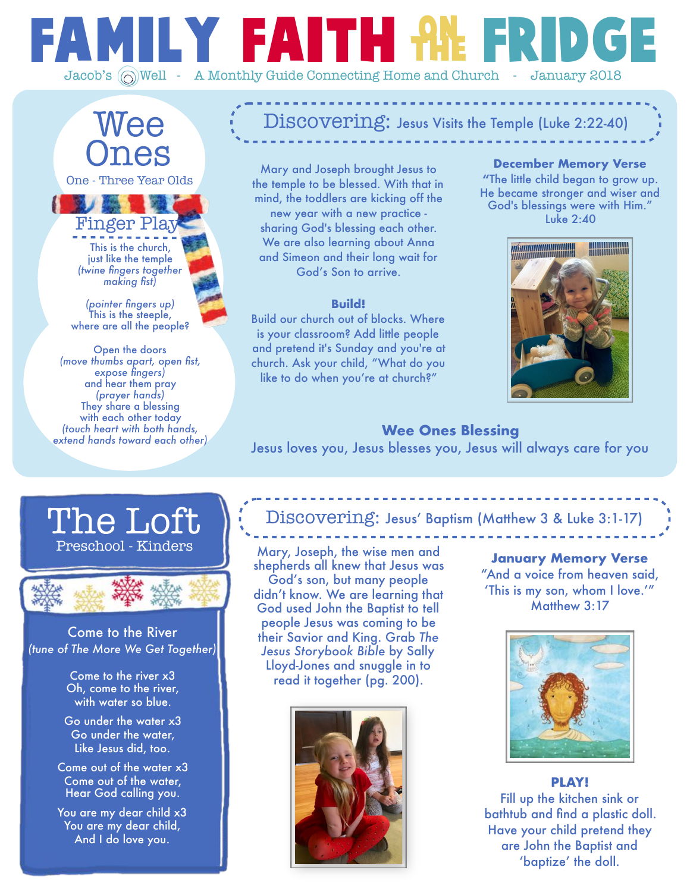# FAMILY FAITH ON THE FRIDGE

Jacob's Well - A Monthly Guide Connecting Home and Church - January 2018

## Wee Ones

One - Three Year Olds

### Finger Play

This is the church,
just like the temple
*(twine fingers together making fist)*

*(pointer fingers up)*
This is the steeple,
where are all the people?

Open the doors
*(move thumbs apart, open fist, expose fingers)*
and hear them pray
*(prayer hands)*
They share a blessing
with each other today
*(touch heart with both hands, extend hands toward each other)*

### Discovering: Jesus Visits the Temple (Luke 2:22-40)

Mary and Joseph brought Jesus to the temple to be blessed. With that in mind, the toddlers are kicking off the new year with a new practice - sharing God's blessing each other. We are also learning about Anna and Simeon and their long wait for God's Son to arrive.

**Build!**

Build our church out of blocks. Where is your classroom? Add little people and pretend it's Sunday and you're at church. Ask your child, "What do you like to do when you're at church?"

**December Memory Verse**

"The little child began to grow up. He became stronger and wiser and God's blessings were with Him." Luke 2:40

**Wee Ones Blessing**

Jesus loves you, Jesus blesses you, Jesus will always care for you

## The Loft

Preschool - Kinders

### Come to the River

*(tune of The More We Get Together)*

Come to the river x3
Oh, come to the river,
with water so blue.

Go under the water x3
Go under the water,
Like Jesus did, too.

Come out of the water x3
Come out of the water,
Hear God calling you.

You are my dear child x3
You are my dear child,
And I do love you.

### Discovering: Jesus' Baptism (Matthew 3 & Luke 3:1-17)

Mary, Joseph, the wise men and shepherds all knew that Jesus was God's son, but many people didn't know. We are learning that God used John the Baptist to tell people Jesus was coming to be their Savior and King. Grab *The Jesus Storybook Bible* by Sally Lloyd-Jones and snuggle in to read it together (pg. 200).

**January Memory Verse**

"And a voice from heaven said, 'This is my son, whom I love.'" Matthew 3:17

**PLAY!**

Fill up the kitchen sink or bathtub and find a plastic doll. Have your child pretend they are John the Baptist and 'baptize' the doll.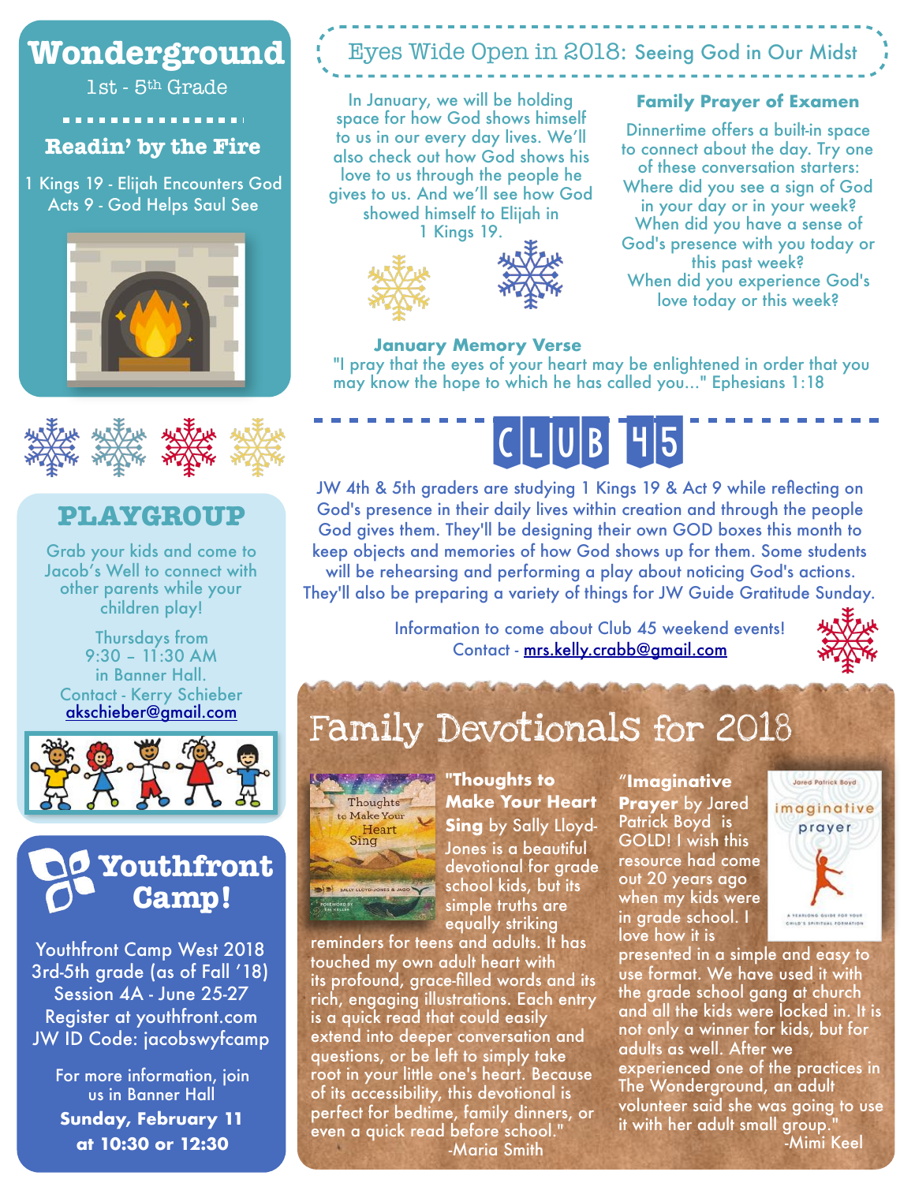# Wonderground

1st - 5th Grade

## Readin' by the Fire

1 Kings 19 - Elijah Encounters God
Acts 9 - God Helps Saul See

## PLAYGROUP

Grab your kids and come to Jacob's Well to connect with other parents while your children play!

Thursdays from
9:30 – 11:30 AM
in Banner Hall.
Contact - Kerry Schieber
akschieber@gmail.com

## Youthfront Camp!

Youthfront Camp West 2018
3rd-5th grade (as of Fall '18)
Session 4A - June 25-27
Register at youthfront.com
JW ID Code: jacobswyfcamp

For more information, join us in Banner Hall
**Sunday, February 11**
**at 10:30 or 12:30**

## Eyes Wide Open in 2018: Seeing God in Our Midst

In January, we will be holding space for how God shows himself to us in our every day lives. We'll also check out how God shows his love to us through the people he gives to us. And we'll see how God showed himself to Elijah in 1 Kings 19.

### Family Prayer of Examen

Dinnertime offers a built-in space to connect about the day. Try one of these conversation starters:
Where did you see a sign of God in your day or in your week?
When did you have a sense of God's presence with you today or this past week?
When did you experience God's love today or this week?

### January Memory Verse

"I pray that the eyes of your heart may be enlightened in order that you may know the hope to which he has called you..." Ephesians 1:18

## CLUB 45

JW 4th & 5th graders are studying 1 Kings 19 & Act 9 while reflecting on God's presence in their daily lives within creation and through the people God gives them. They'll be designing their own GOD boxes this month to keep objects and memories of how God shows up for them. Some students will be rehearsing and performing a play about noticing God's actions. They'll also be preparing a variety of things for JW Guide Gratitude Sunday.

Information to come about Club 45 weekend events!
Contact - mrs.kelly.crabb@gmail.com

## Family Devotionals for 2018

**"Thoughts to Make Your Heart Sing** by Sally Lloyd-Jones is a beautiful devotional for grade school kids, but its simple truths are equally striking reminders for teens and adults. It has touched my own adult heart with its profound, grace-filled words and its rich, engaging illustrations. Each entry is a quick read that could easily extend into deeper conversation and questions, or be left to simply take root in your little one's heart. Because of its accessibility, this devotional is perfect for bedtime, family dinners, or even a quick read before school."
-Maria Smith

"**Imaginative Prayer** by Jared Patrick Boyd is GOLD! I wish this resource had come out 20 years ago when my kids were in grade school. I love how it is presented in a simple and easy to use format. We have used it with the grade school gang at church and all the kids were locked in. It is not only a winner for kids, but for adults as well. After we experienced one of the practices in The Wonderground, an adult volunteer said she was going to use it with her adult small group."
-Mimi Keel